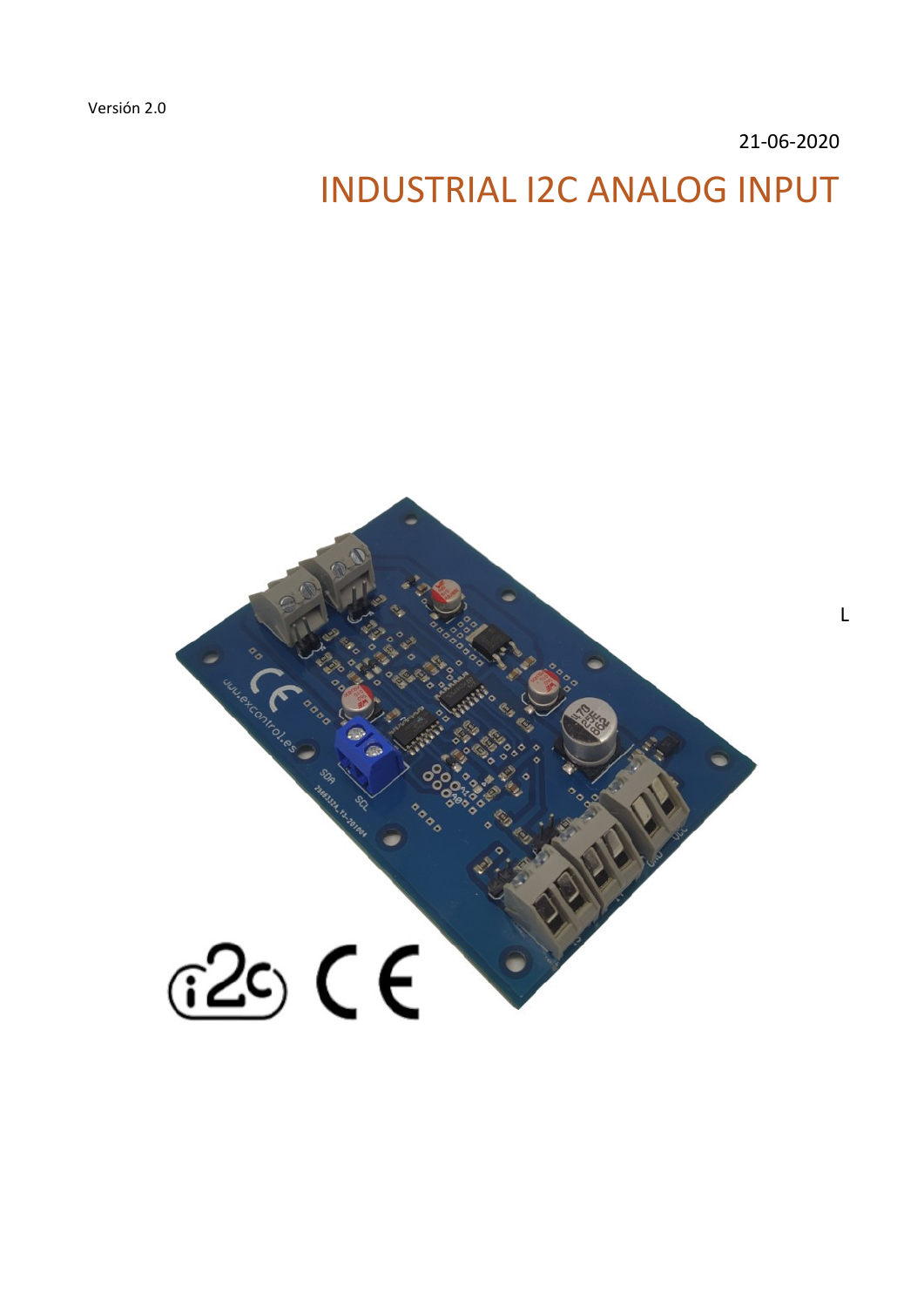Versión 2.0

21-06-2020

# INDUSTRIAL I2C ANALOG INPUT

L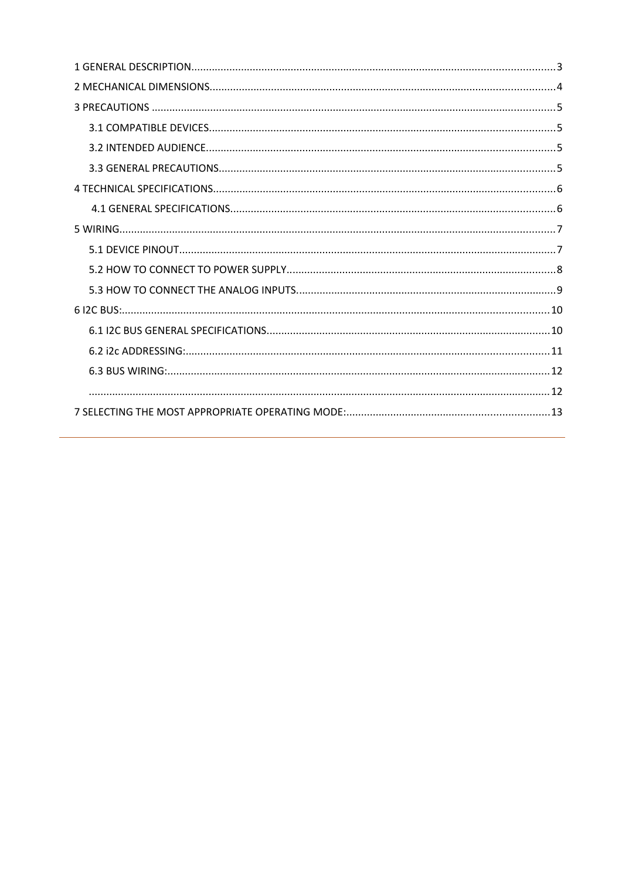1 GENERAL DESCRIPTION........................................................................................................................3

2 MECHANICAL DIMENSIONS..................................................................................................................4

3 PRECAUTIONS ......................................................................................................................................5

3.1 COMPATIBLE DEVICES....................................................................................................................5

3.2 INTENDED AUDIENCE.....................................................................................................................5

3.3 GENERAL PRECAUTIONS.................................................................................................................5

4 TECHNICAL SPECIFICATIONS..................................................................................................................6

4.1 GENERAL SPECIFICATIONS.............................................................................................................6

5 WIRING.................................................................................................................................................7

5.1 DEVICE PINOUT..............................................................................................................................7

5.2 HOW TO CONNECT TO POWER SUPPLY.........................................................................................8

5.3 HOW TO CONNECT THE ANALOG INPUTS.......................................................................................9

6 I2C BUS:...............................................................................................................................................10

6.1 I2C BUS GENERAL SPECIFICATIONS...............................................................................................10

6.2 i2c ADDRESSING:..........................................................................................................................11

6.3 BUS WIRING:................................................................................................................................12

..........................................................................................................................................................12

7 SELECTING THE MOST APPROPRIATE OPERATING MODE:....................................................................13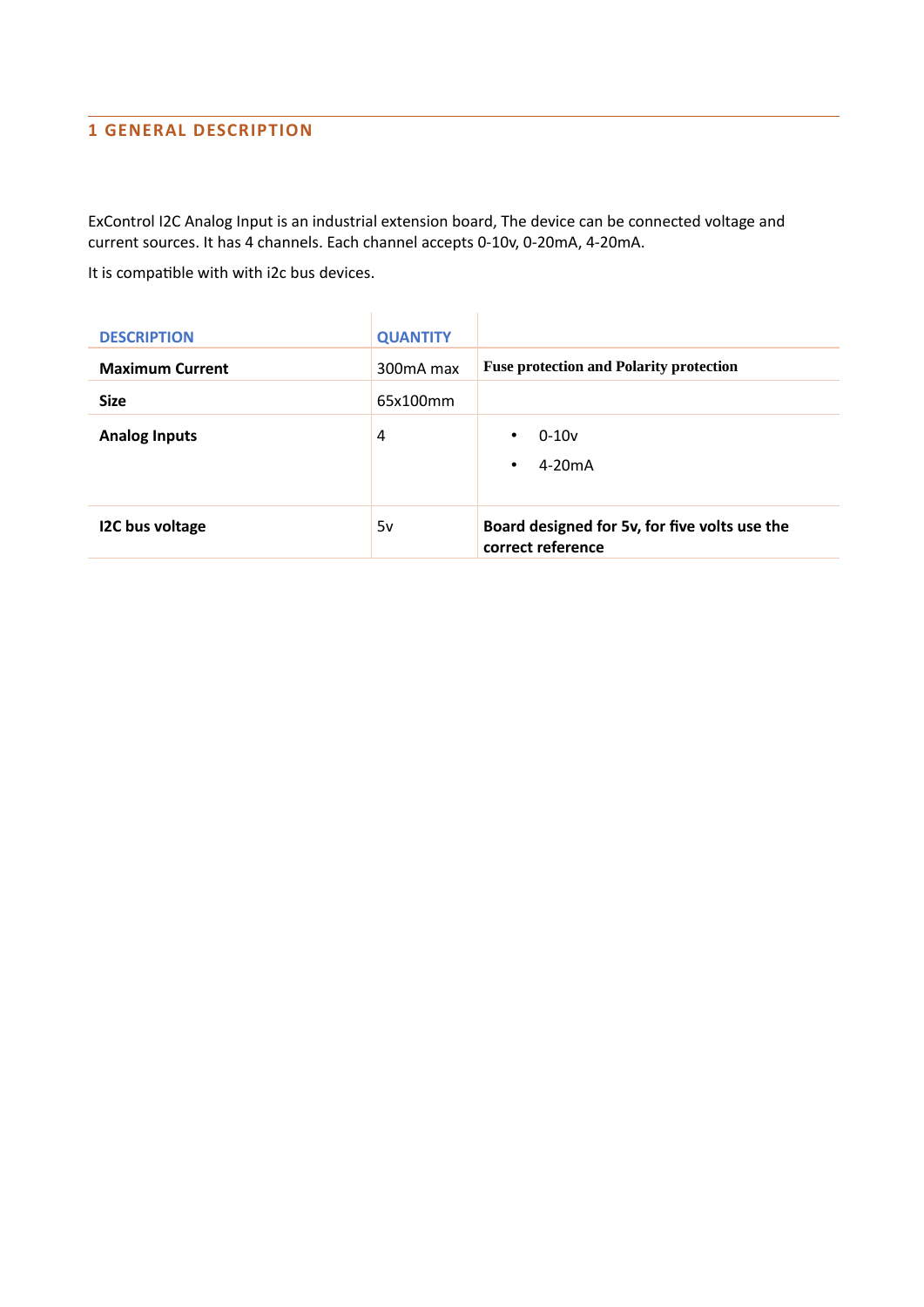# 1 GENERAL DESCRIPTION

ExControl I2C Analog Input is an industrial extension board, The device can be connected voltage and current sources. It has 4 channels. Each channel accepts 0-10v, 0-20mA, 4-20mA.

It is compatible with with i2c bus devices.

| DESCRIPTION | QUANTITY | |
|---|---|---|
| **Maximum Current** | 300mA max | **Fuse protection and Polarity protection** |
| **Size** | 65x100mm | |
| **Analog Inputs** | 4 | • 0-10v<br>• 4-20mA |
| **I2C bus voltage** | 5v | **Board designed for 5v, for five volts use the correct reference** |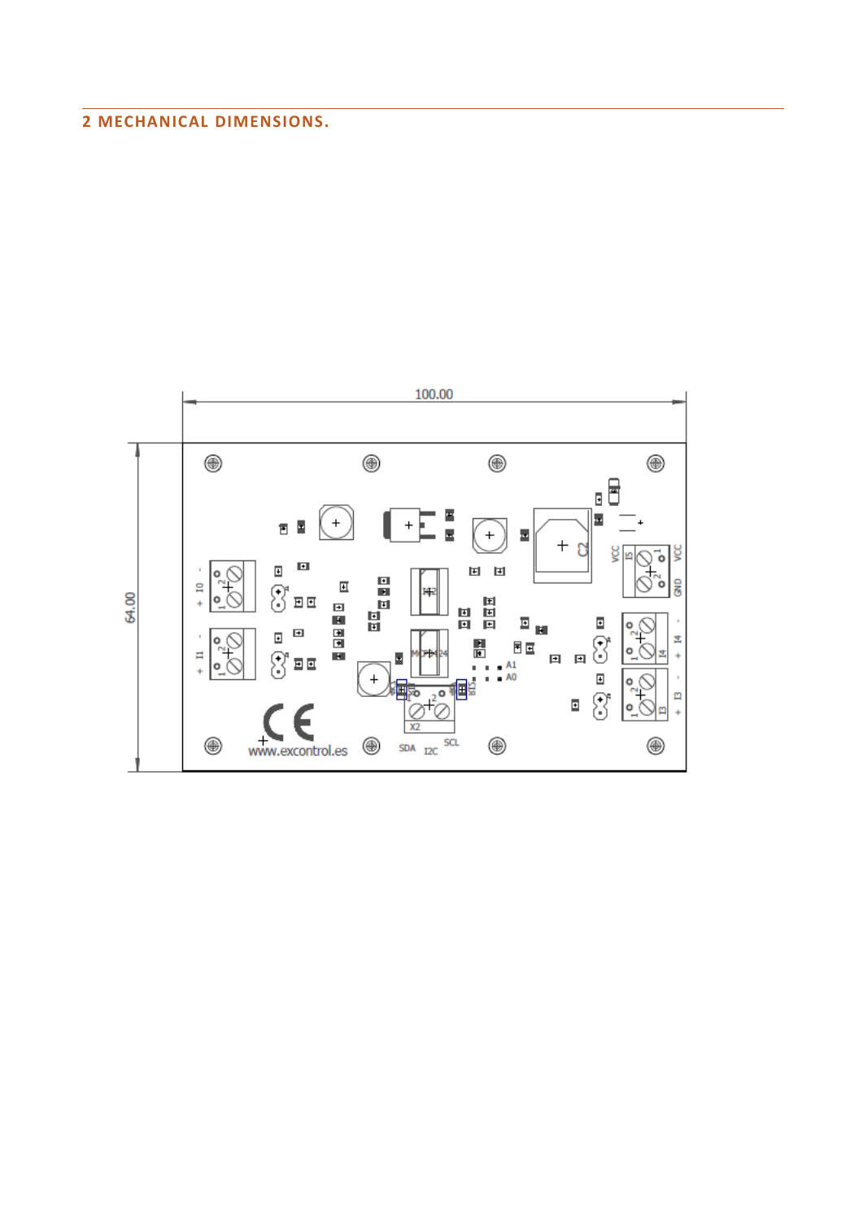## 2 MECHANICAL DIMENSIONS.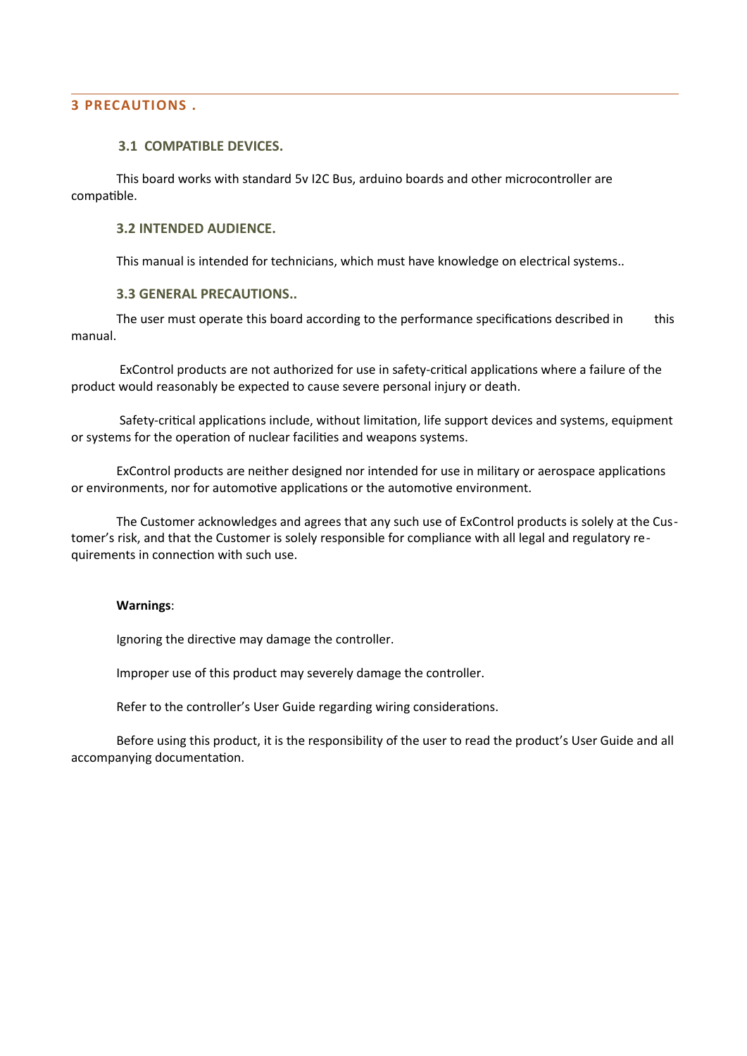## 3 PRECAUTIONS .

### 3.1 COMPATIBLE DEVICES.

This board works with standard 5v I2C Bus, arduino boards and other microcontroller are compatible.

### 3.2 INTENDED AUDIENCE.

This manual is intended for technicians, which must have knowledge on electrical systems..

### 3.3 GENERAL PRECAUTIONS..

The user must operate this board according to the performance specifications described in this manual.

ExControl products are not authorized for use in safety-critical applications where a failure of the product would reasonably be expected to cause severe personal injury or death.

Safety-critical applications include, without limitation, life support devices and systems, equipment or systems for the operation of nuclear facilities and weapons systems.

ExControl products are neither designed nor intended for use in military or aerospace applications or environments, nor for automotive applications or the automotive environment.

The Customer acknowledges and agrees that any such use of ExControl products is solely at the Customer's risk, and that the Customer is solely responsible for compliance with all legal and regulatory requirements in connection with such use.

**Warnings**:

Ignoring the directive may damage the controller.

Improper use of this product may severely damage the controller.

Refer to the controller's User Guide regarding wiring considerations.

Before using this product, it is the responsibility of the user to read the product's User Guide and all accompanying documentation.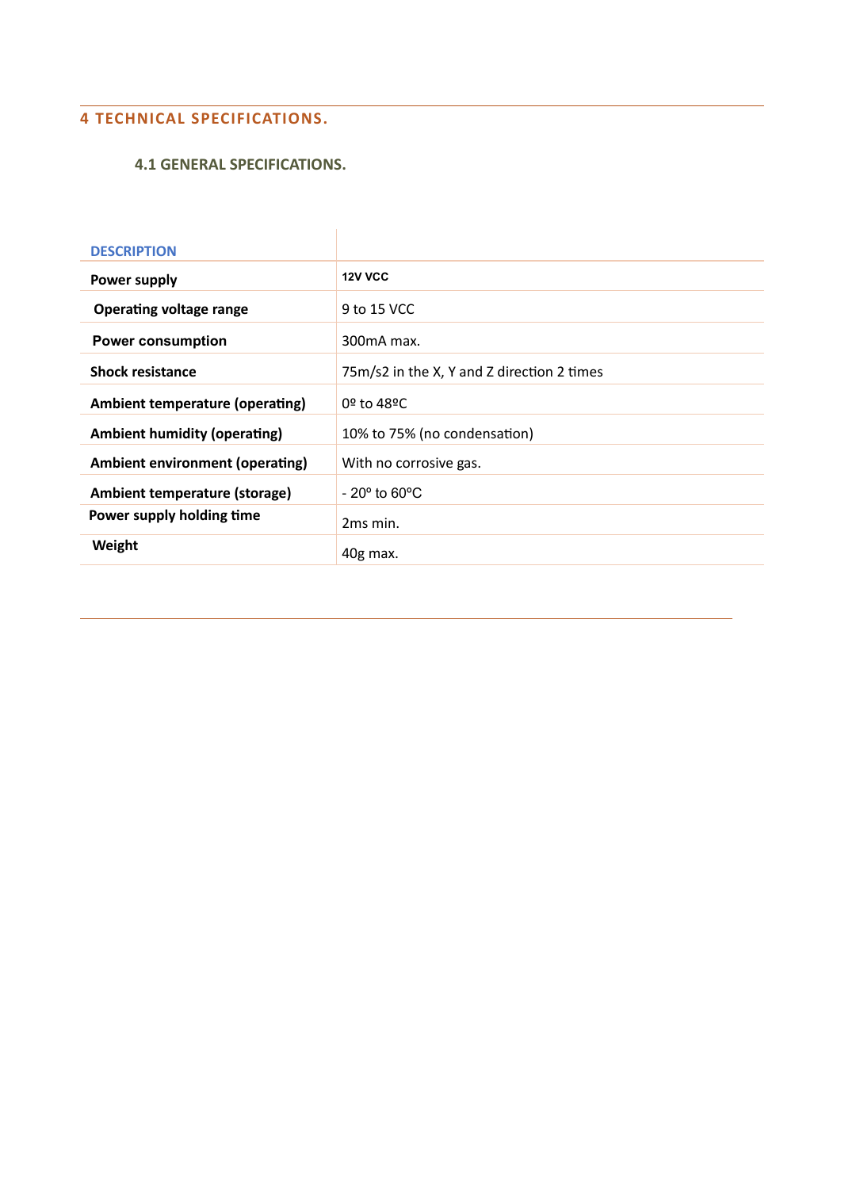# 4 TECHNICAL SPECIFICATIONS.

## 4.1 GENERAL SPECIFICATIONS.

| DESCRIPTION | |
|---|---|
| **Power supply** | **12V VCC** |
| **Operating voltage range** | 9 to 15 VCC |
| **Power consumption** | 300mA max. |
| **Shock resistance** | 75m/s2 in the X, Y and Z direction 2 times |
| **Ambient temperature (operating)** | 0º to 48ºC |
| **Ambient humidity (operating)** | 10% to 75% (no condensation) |
| **Ambient environment (operating)** | With no corrosive gas. |
| **Ambient temperature (storage)** | - 20º to 60ºC |
| **Power supply holding time** | 2ms min. |
| **Weight** | 40g max. |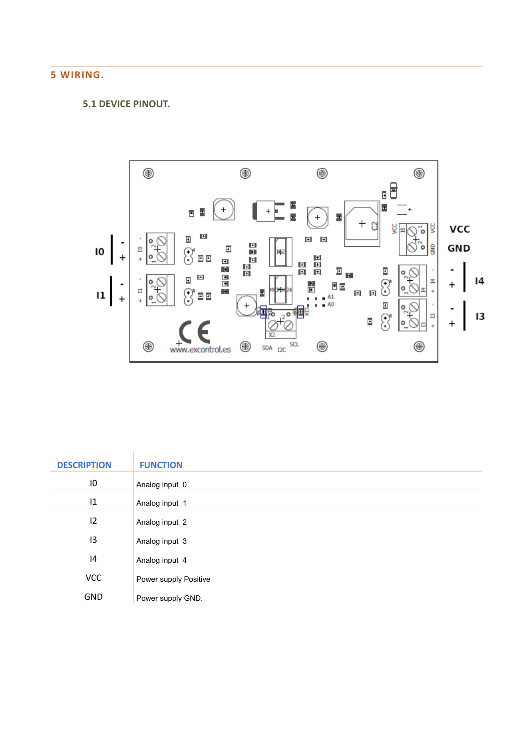# 5 WIRING.

## 5.1 DEVICE PINOUT.

| DESCRIPTION | FUNCTION |
|---|---|
| I0 | Analog input 0 |
| I1 | Analog input 1 |
| I2 | Analog input 2 |
| I3 | Analog input 3 |
| I4 | Analog input 4 |
| VCC | Power supply Positive |
| GND | Power supply GND. |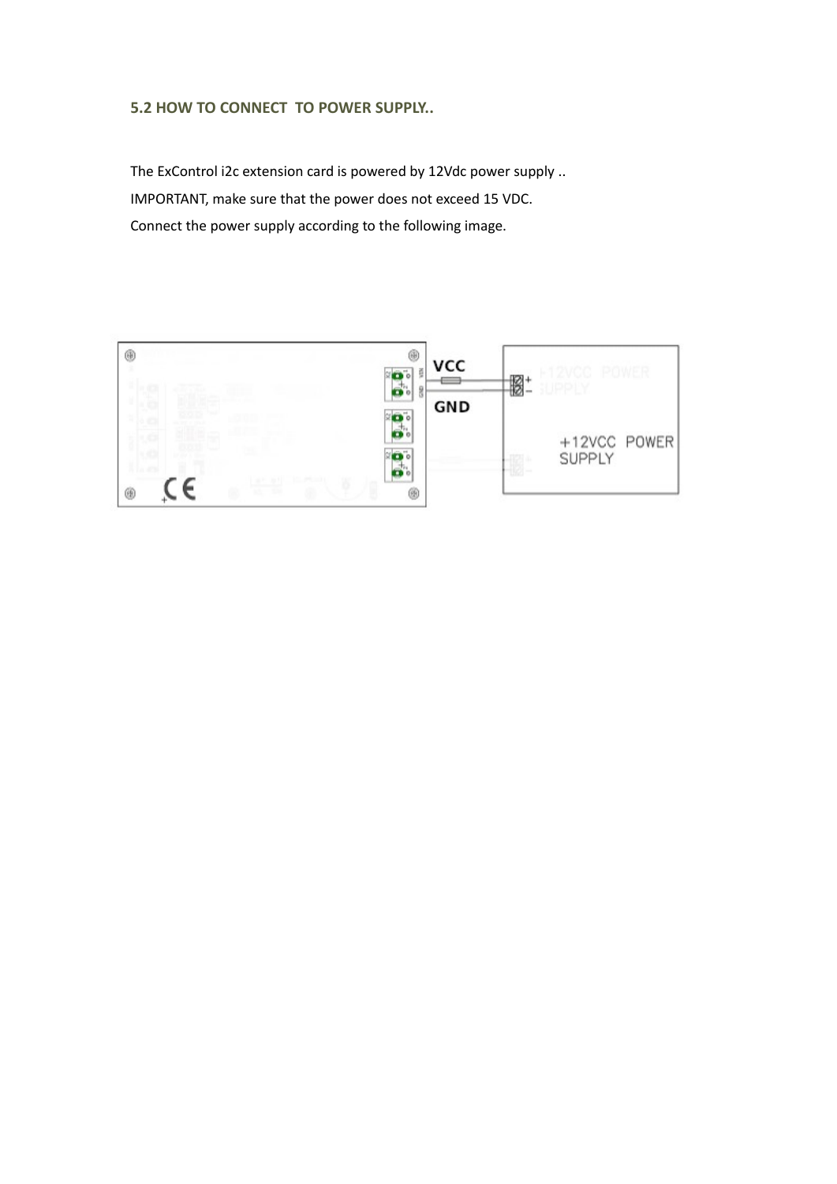### 5.2 HOW TO CONNECT TO POWER SUPPLY..

The ExControl i2c extension card is powered by 12Vdc power supply ..

IMPORTANT, make sure that the power does not exceed 15 VDC.

Connect the power supply according to the following image.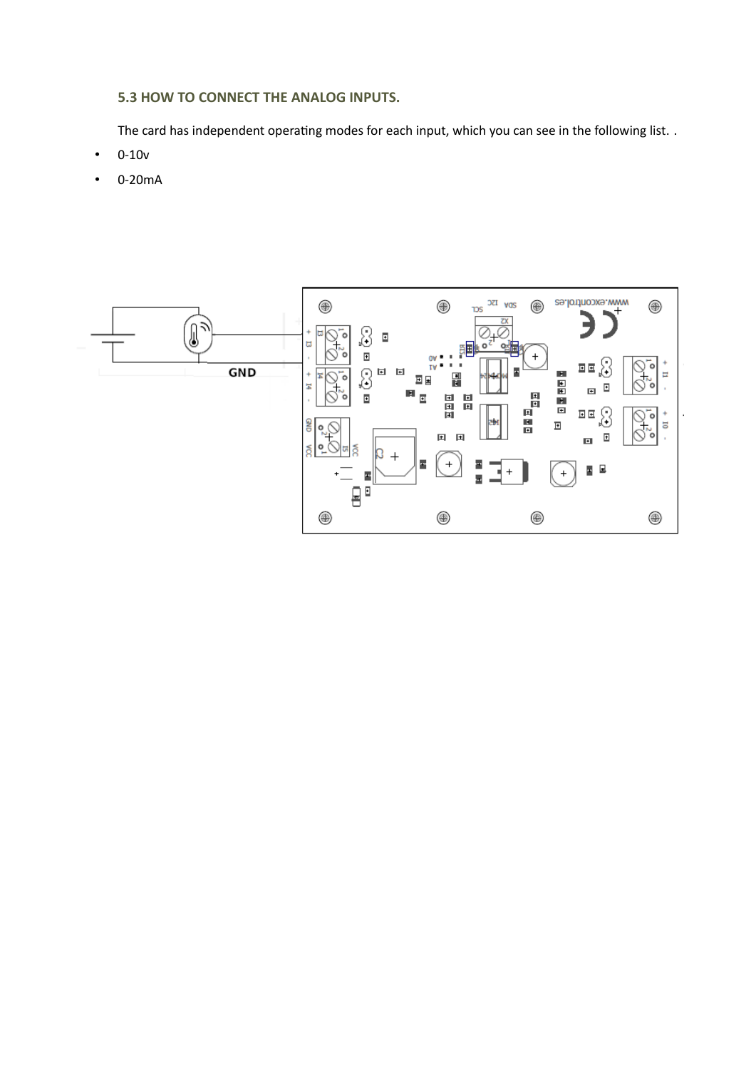### 5.3 HOW TO CONNECT THE ANALOG INPUTS.

The card has independent operating modes for each input, which you can see in the following list. .

- 0-10v
- 0-20mA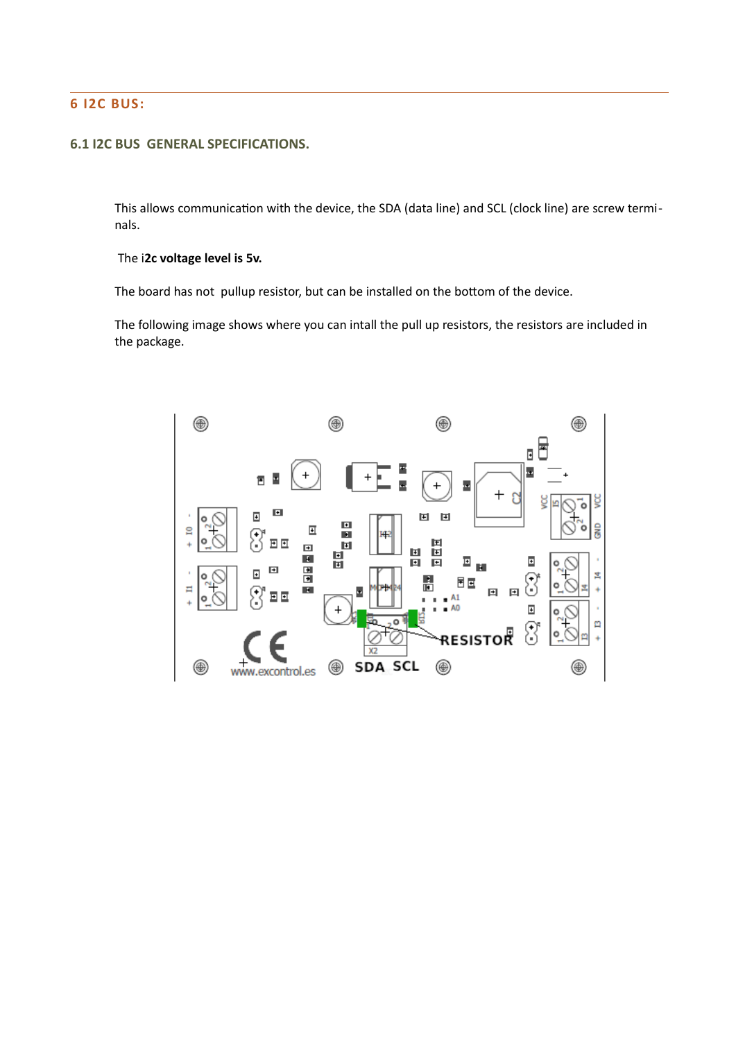## 6 I2C BUS:

### 6.1 I2C BUS GENERAL SPECIFICATIONS.

This allows communication with the device, the SDA (data line) and SCL (clock line) are screw terminals.

The i**2c voltage level is 5v.**

The board has not pullup resistor, but can be installed on the bottom of the device.

The following image shows where you can intall the pull up resistors, the resistors are included in the package.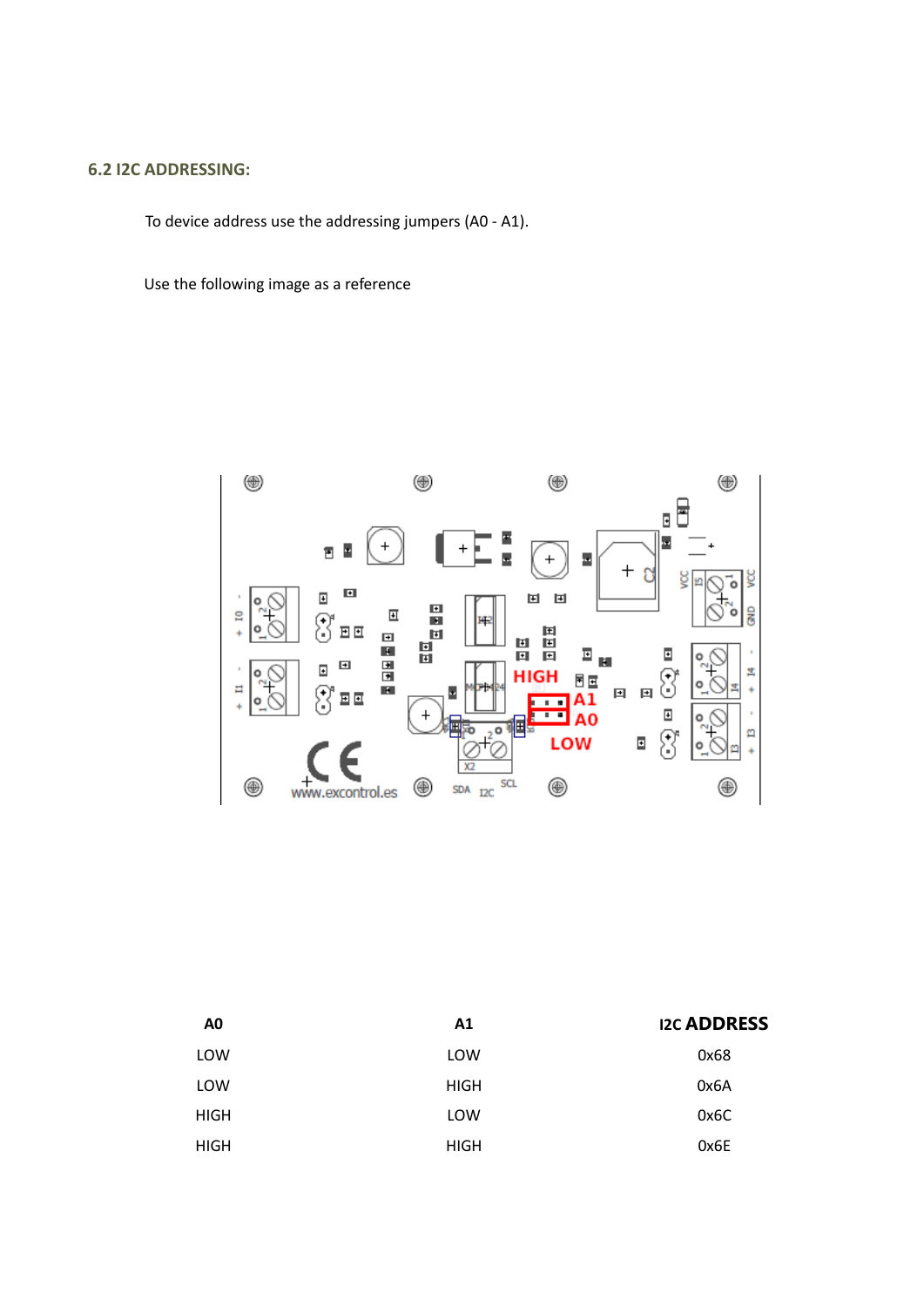## 6.2 I2C ADDRESSING:

To device address use the addressing jumpers (A0 - A1).

Use the following image as a reference

| A0 | A1 | I2C ADDRESS |
|---|---|---|
| LOW | LOW | 0x68 |
| LOW | HIGH | 0x6A |
| HIGH | LOW | 0x6C |
| HIGH | HIGH | 0x6E |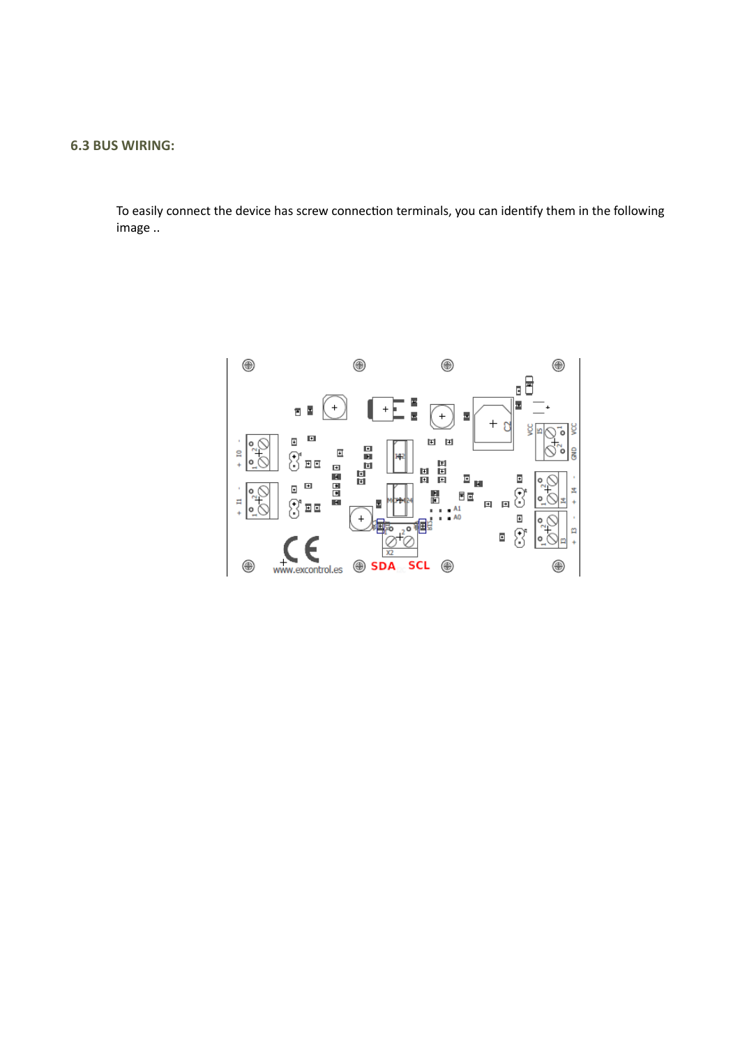### 6.3 BUS WIRING:

To easily connect the device has screw connection terminals, you can identify them in the following image ..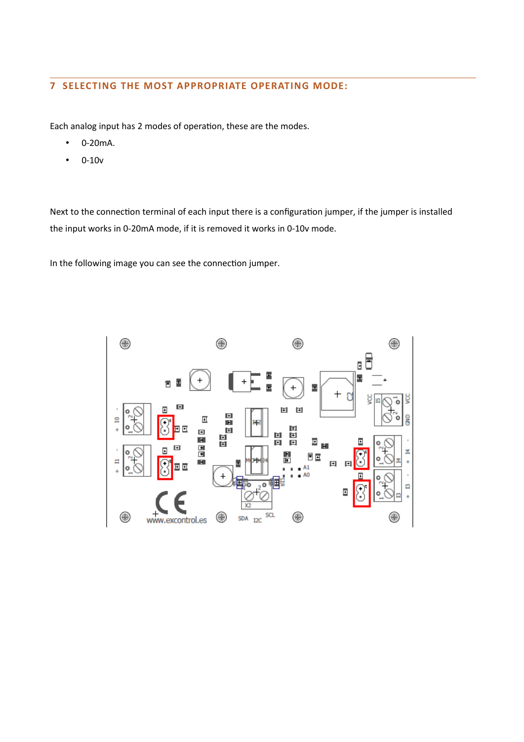## 7 SELECTING THE MOST APPROPRIATE OPERATING MODE:

Each analog input has 2 modes of operation, these are the modes.

- 0-20mA.
- 0-10v

Next to the connection terminal of each input there is a configuration jumper, if the jumper is installed the input works in 0-20mA mode, if it is removed it works in 0-10v mode.

In the following image you can see the connection jumper.